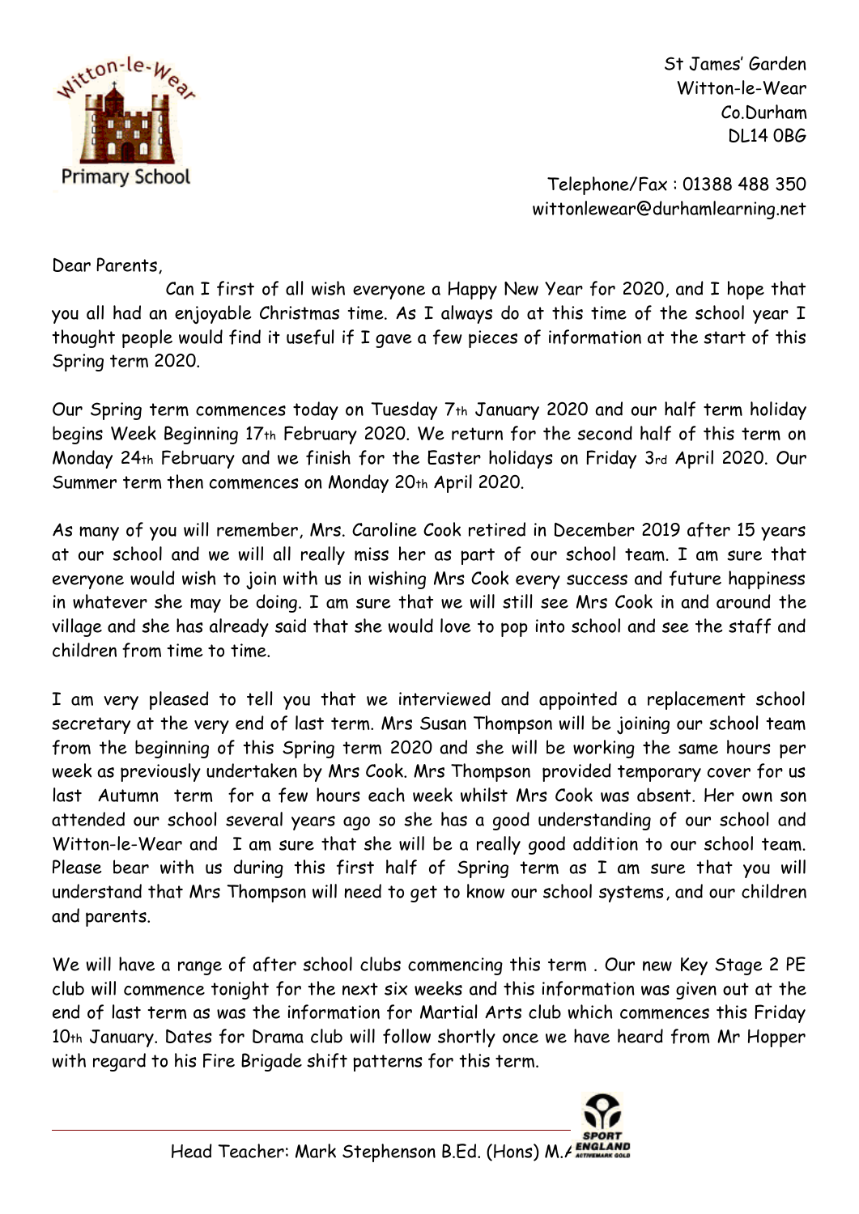Witton-le-Wear Primary School

St James' Garden
Witton-le-Wear
Co.Durham
DL14 0BG

Telephone/Fax : 01388 488 350
wittonlewear@durhamlearning.net

Dear Parents,

Can I first of all wish everyone a Happy New Year for 2020, and I hope that you all had an enjoyable Christmas time. As I always do at this time of the school year I thought people would find it useful if I gave a few pieces of information at the start of this Spring term 2020.

Our Spring term commences today on Tuesday 7th January 2020 and our half term holiday begins Week Beginning 17th February 2020. We return for the second half of this term on Monday 24th February and we finish for the Easter holidays on Friday 3rd April 2020. Our Summer term then commences on Monday 20th April 2020.

As many of you will remember, Mrs. Caroline Cook retired in December 2019 after 15 years at our school and we will all really miss her as part of our school team. I am sure that everyone would wish to join with us in wishing Mrs Cook every success and future happiness in whatever she may be doing. I am sure that we will still see Mrs Cook in and around the village and she has already said that she would love to pop into school and see the staff and children from time to time.

I am very pleased to tell you that we interviewed and appointed a replacement school secretary at the very end of last term. Mrs Susan Thompson will be joining our school team from the beginning of this Spring term 2020 and she will be working the same hours per week as previously undertaken by Mrs Cook. Mrs Thompson provided temporary cover for us last Autumn term for a few hours each week whilst Mrs Cook was absent. Her own son attended our school several years ago so she has a good understanding of our school and Witton-le-Wear and I am sure that she will be a really good addition to our school team. Please bear with us during this first half of Spring term as I am sure that you will understand that Mrs Thompson will need to get to know our school systems, and our children and parents.

We will have a range of after school clubs commencing this term . Our new Key Stage 2 PE club will commence tonight for the next six weeks and this information was given out at the end of last term as was the information for Martial Arts club which commences this Friday 10th January. Dates for Drama club will follow shortly once we have heard from Mr Hopper with regard to his Fire Brigade shift patterns for this term.

Head Teacher: Mark Stephenson B.Ed. (Hons) M.A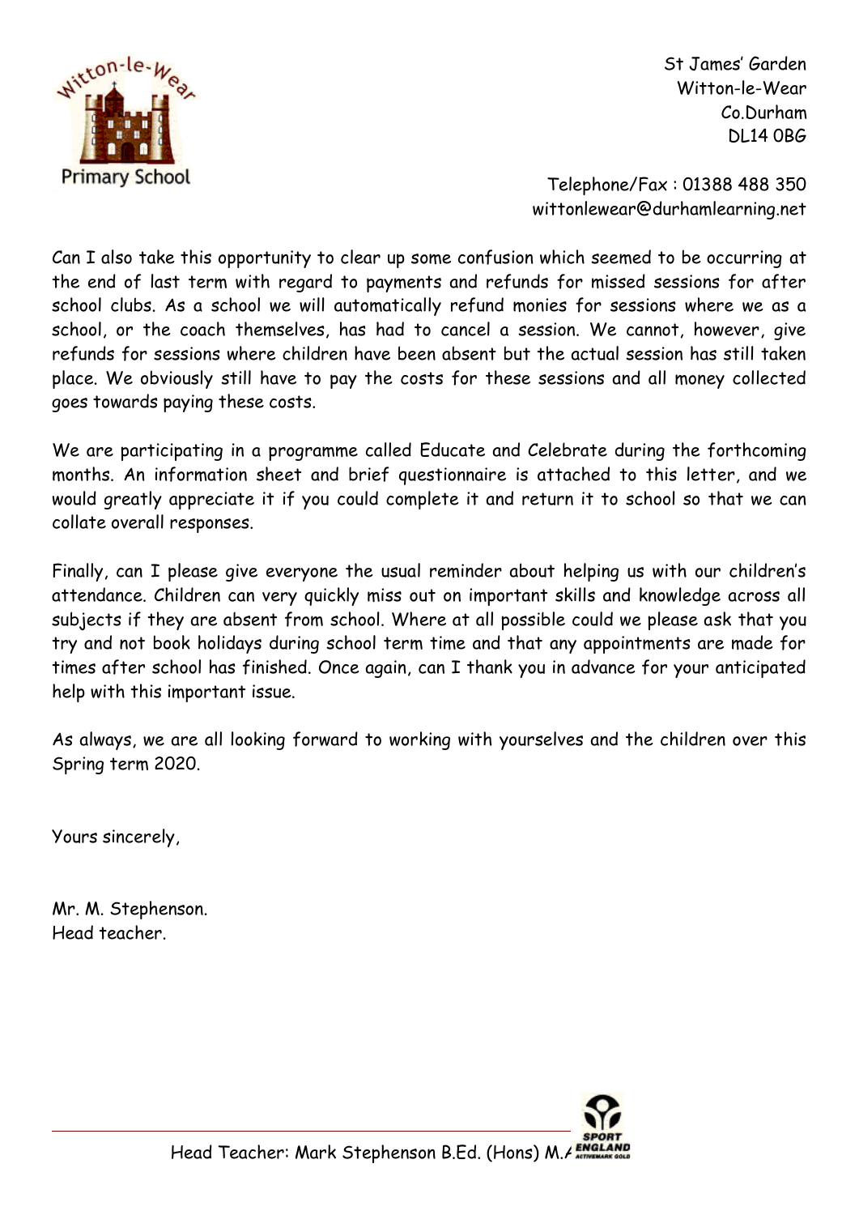St James' Garden
Witton-le-Wear
Co.Durham
DL14 0BG

Telephone/Fax : 01388 488 350
wittonlewear@durhamlearning.net

Can I also take this opportunity to clear up some confusion which seemed to be occurring at the end of last term with regard to payments and refunds for missed sessions for after school clubs. As a school we will automatically refund monies for sessions where we as a school, or the coach themselves, has had to cancel a session. We cannot, however, give refunds for sessions where children have been absent but the actual session has still taken place. We obviously still have to pay the costs for these sessions and all money collected goes towards paying these costs.

We are participating in a programme called Educate and Celebrate during the forthcoming months. An information sheet and brief questionnaire is attached to this letter, and we would greatly appreciate it if you could complete it and return it to school so that we can collate overall responses.

Finally, can I please give everyone the usual reminder about helping us with our children's attendance. Children can very quickly miss out on important skills and knowledge across all subjects if they are absent from school. Where at all possible could we please ask that you try and not book holidays during school term time and that any appointments are made for times after school has finished. Once again, can I thank you in advance for your anticipated help with this important issue.

As always, we are all looking forward to working with yourselves and the children over this Spring term 2020.

Yours sincerely,

Mr. M. Stephenson.
Head teacher.

Head Teacher: Mark Stephenson B.Ed. (Hons) M.A